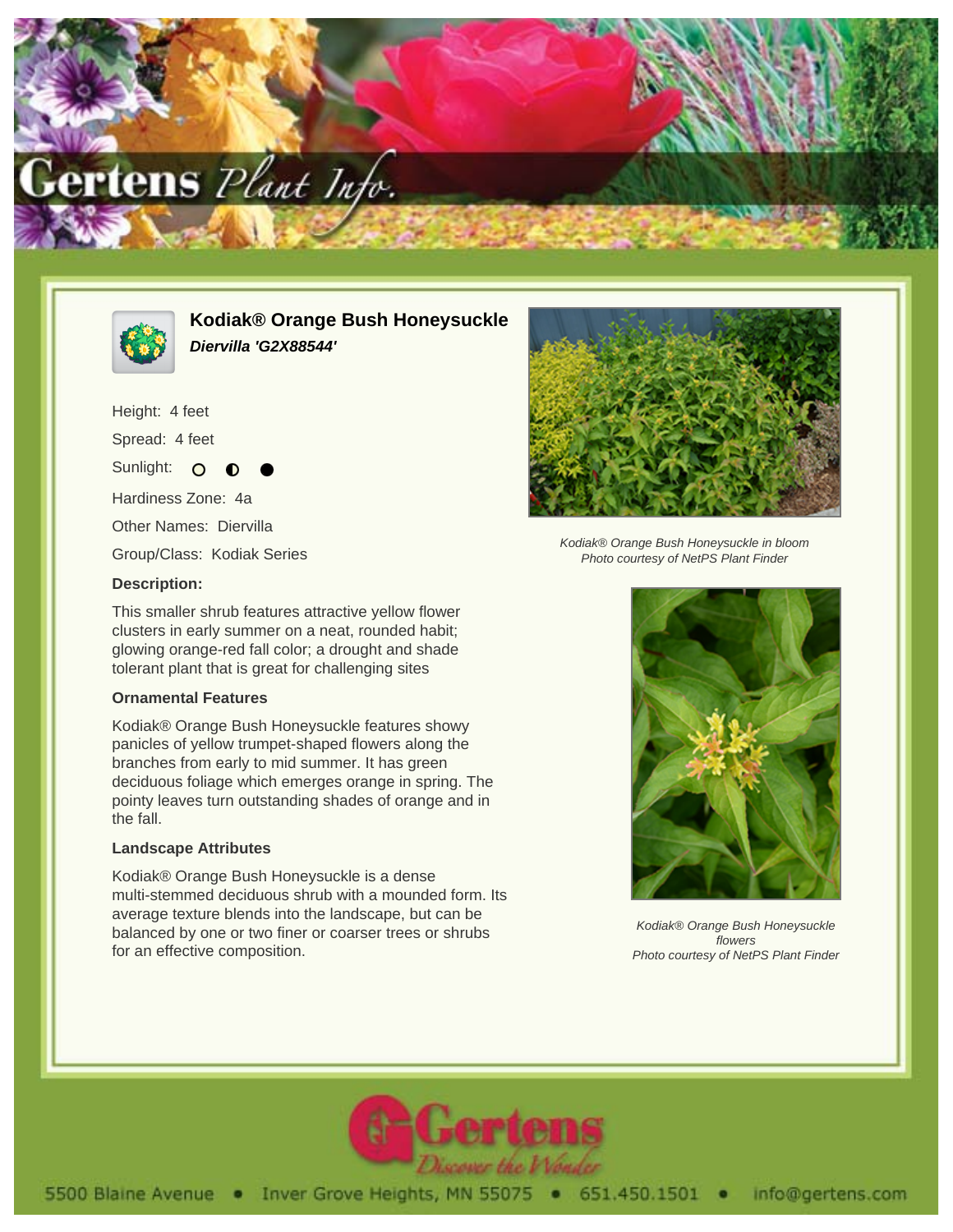# Kodiak® Orange Bush Honeysuckle

***Diervilla 'G2X88544'***

Height: 4 feet

Spread: 4 feet

Sunlight: ○ ◐ ●

Hardiness Zone: 4a

Other Names: Diervilla

Group/Class: Kodiak Series

**Description:**

This smaller shrub features attractive yellow flower clusters in early summer on a neat, rounded habit; glowing orange-red fall color; a drought and shade tolerant plant that is great for challenging sites

### Ornamental Features

Kodiak® Orange Bush Honeysuckle features showy panicles of yellow trumpet-shaped flowers along the branches from early to mid summer. It has green deciduous foliage which emerges orange in spring. The pointy leaves turn outstanding shades of orange and in the fall.

### Landscape Attributes

Kodiak® Orange Bush Honeysuckle is a dense multi-stemmed deciduous shrub with a mounded form. Its average texture blends into the landscape, but can be balanced by one or two finer or coarser trees or shrubs for an effective composition.

*Kodiak® Orange Bush Honeysuckle in bloom*
*Photo courtesy of NetPS Plant Finder*

*Kodiak® Orange Bush Honeysuckle flowers*
*Photo courtesy of NetPS Plant Finder*

5500 Blaine Avenue • Inver Grove Heights, MN 55075 • 651.450.1501 • info@gertens.com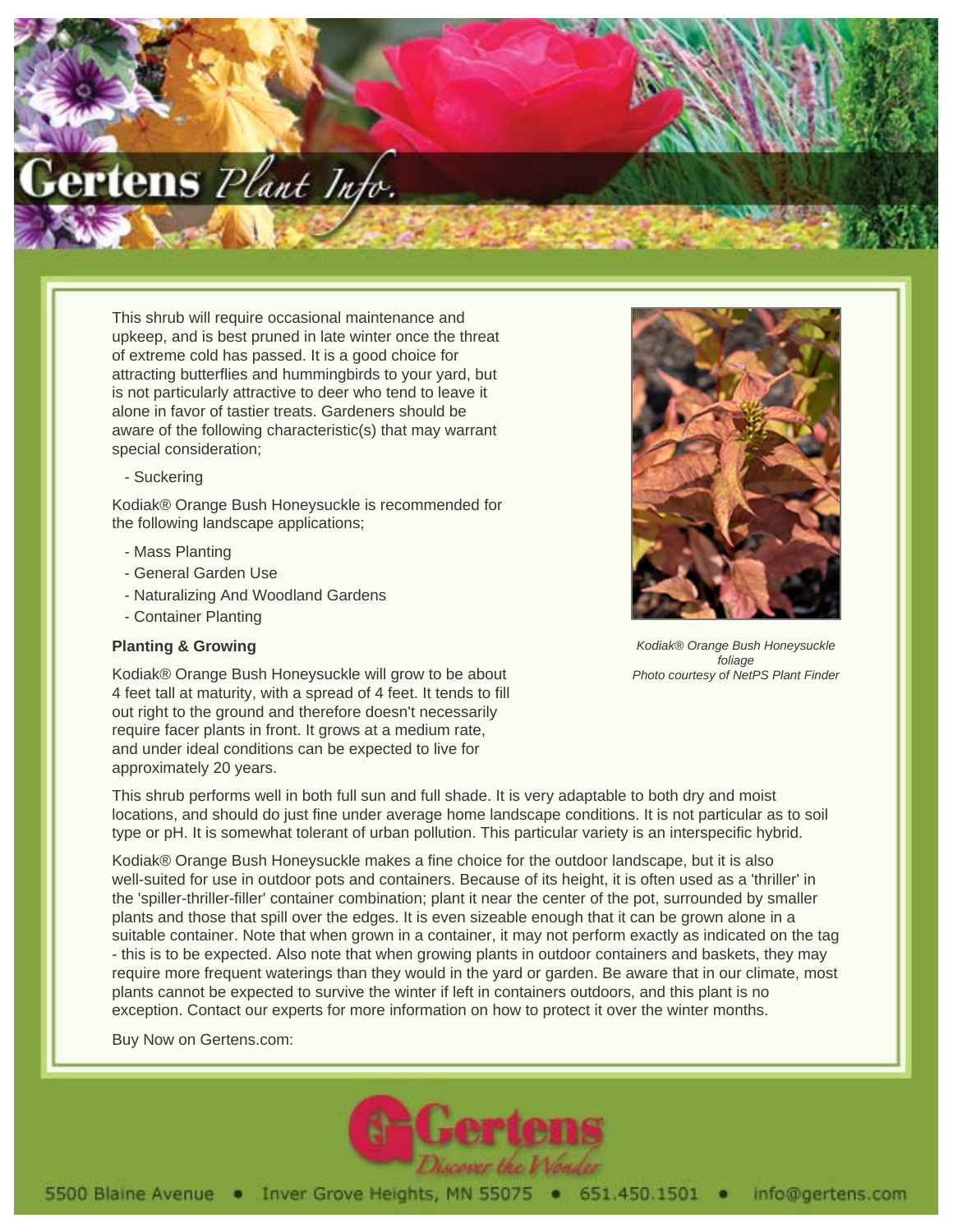This shrub will require occasional maintenance and upkeep, and is best pruned in late winter once the threat of extreme cold has passed. It is a good choice for attracting butterflies and hummingbirds to your yard, but is not particularly attractive to deer who tend to leave it alone in favor of tastier treats. Gardeners should be aware of the following characteristic(s) that may warrant special consideration;

- Suckering

Kodiak® Orange Bush Honeysuckle is recommended for the following landscape applications;

- Mass Planting
- General Garden Use
- Naturalizing And Woodland Gardens
- Container Planting

*Kodiak® Orange Bush Honeysuckle foliage*
*Photo courtesy of NetPS Plant Finder*

**Planting & Growing**

Kodiak® Orange Bush Honeysuckle will grow to be about 4 feet tall at maturity, with a spread of 4 feet. It tends to fill out right to the ground and therefore doesn't necessarily require facer plants in front. It grows at a medium rate, and under ideal conditions can be expected to live for approximately 20 years.

This shrub performs well in both full sun and full shade. It is very adaptable to both dry and moist locations, and should do just fine under average home landscape conditions. It is not particular as to soil type or pH. It is somewhat tolerant of urban pollution. This particular variety is an interspecific hybrid.

Kodiak® Orange Bush Honeysuckle makes a fine choice for the outdoor landscape, but it is also well-suited for use in outdoor pots and containers. Because of its height, it is often used as a 'thriller' in the 'spiller-thriller-filler' container combination; plant it near the center of the pot, surrounded by smaller plants and those that spill over the edges. It is even sizeable enough that it can be grown alone in a suitable container. Note that when grown in a container, it may not perform exactly as indicated on the tag - this is to be expected. Also note that when growing plants in outdoor containers and baskets, they may require more frequent waterings than they would in the yard or garden. Be aware that in our climate, most plants cannot be expected to survive the winter if left in containers outdoors, and this plant is no exception. Contact our experts for more information on how to protect it over the winter months.

Buy Now on Gertens.com:

5500 Blaine Avenue • Inver Grove Heights, MN 55075 • 651.450.1501 • info@gertens.com